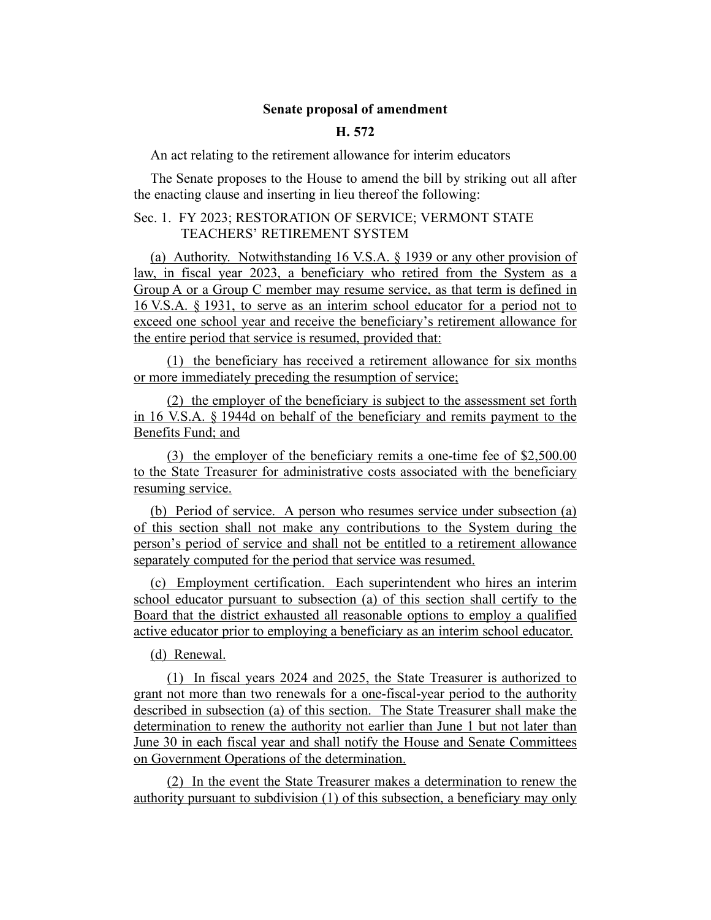**Senate proposal of amendment**

**H. 572**

An act relating to the retirement allowance for interim educators

The Senate proposes to the House to amend the bill by striking out all after the enacting clause and inserting in lieu thereof the following:

Sec. 1. FY 2023; RESTORATION OF SERVICE; VERMONT STATE TEACHERS' RETIREMENT SYSTEM

(a) Authority. Notwithstanding 16 V.S.A. § 1939 or any other provision of law, in fiscal year 2023, a beneficiary who retired from the System as a Group A or a Group C member may resume service, as that term is defined in 16 V.S.A. § 1931, to serve as an interim school educator for a period not to exceed one school year and receive the beneficiary's retirement allowance for the entire period that service is resumed, provided that:

(1) the beneficiary has received a retirement allowance for six months or more immediately preceding the resumption of service;

(2) the employer of the beneficiary is subject to the assessment set forth in 16 V.S.A. § 1944d on behalf of the beneficiary and remits payment to the Benefits Fund; and

(3) the employer of the beneficiary remits a one-time fee of $2,500.00 to the State Treasurer for administrative costs associated with the beneficiary resuming service.

(b) Period of service. A person who resumes service under subsection (a) of this section shall not make any contributions to the System during the person's period of service and shall not be entitled to a retirement allowance separately computed for the period that service was resumed.

(c) Employment certification. Each superintendent who hires an interim school educator pursuant to subsection (a) of this section shall certify to the Board that the district exhausted all reasonable options to employ a qualified active educator prior to employing a beneficiary as an interim school educator.

(d) Renewal.

(1) In fiscal years 2024 and 2025, the State Treasurer is authorized to grant not more than two renewals for a one-fiscal-year period to the authority described in subsection (a) of this section. The State Treasurer shall make the determination to renew the authority not earlier than June 1 but not later than June 30 in each fiscal year and shall notify the House and Senate Committees on Government Operations of the determination.

(2) In the event the State Treasurer makes a determination to renew the authority pursuant to subdivision (1) of this subsection, a beneficiary may only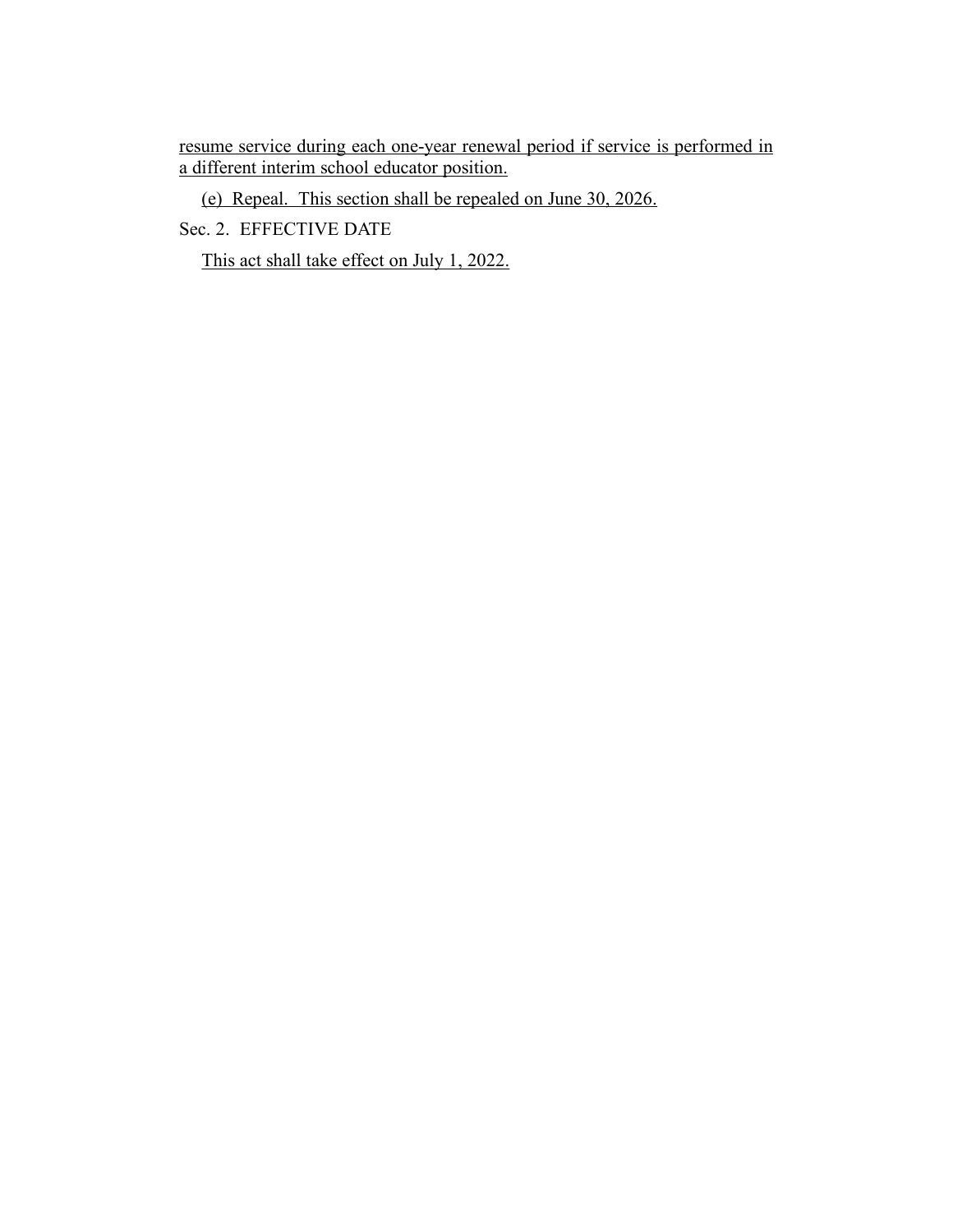resume service during each one-year renewal period if service is performed in a different interim school educator position.

(e) Repeal. This section shall be repealed on June 30, 2026.

Sec. 2. EFFECTIVE DATE

This act shall take effect on July 1, 2022.